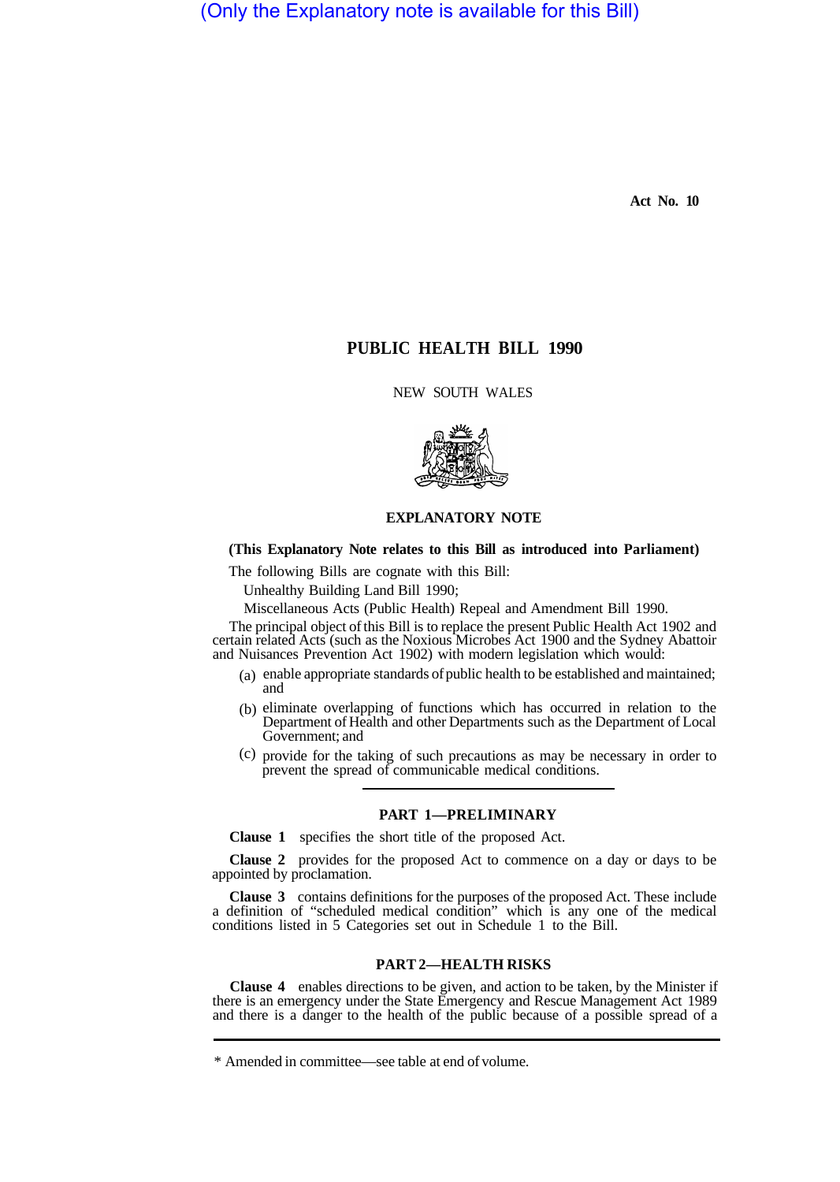(Only the Explanatory note is available for this Bill)

**Act No. 10**

# PUBLIC HEALTH BILL 1990

NEW SOUTH WALES

## EXPLANATORY NOTE

**(This Explanatory Note relates to this Bill as introduced into Parliament)**

The following Bills are cognate with this Bill:

Unhealthy Building Land Bill 1990;

Miscellaneous Acts (Public Health) Repeal and Amendment Bill 1990.

The principal object of this Bill is to replace the present Public Health Act 1902 and certain related Acts (such as the Noxious Microbes Act 1900 and the Sydney Abattoir and Nuisances Prevention Act 1902) with modern legislation which would:

(a) enable appropriate standards of public health to be established and maintained; and

(b) eliminate overlapping of functions which has occurred in relation to the Department of Health and other Departments such as the Department of Local Government; and

(c) provide for the taking of such precautions as may be necessary in order to prevent the spread of communicable medical conditions.

### PART 1—PRELIMINARY

**Clause 1** specifies the short title of the proposed Act.

**Clause 2** provides for the proposed Act to commence on a day or days to be appointed by proclamation.

**Clause 3** contains definitions for the purposes of the proposed Act. These include a definition of "scheduled medical condition" which is any one of the medical conditions listed in 5 Categories set out in Schedule 1 to the Bill.

### PART 2—HEALTH RISKS

**Clause 4** enables directions to be given, and action to be taken, by the Minister if there is an emergency under the State Emergency and Rescue Management Act 1989 and there is a danger to the health of the public because of a possible spread of a

\* Amended in committee—see table at end of volume.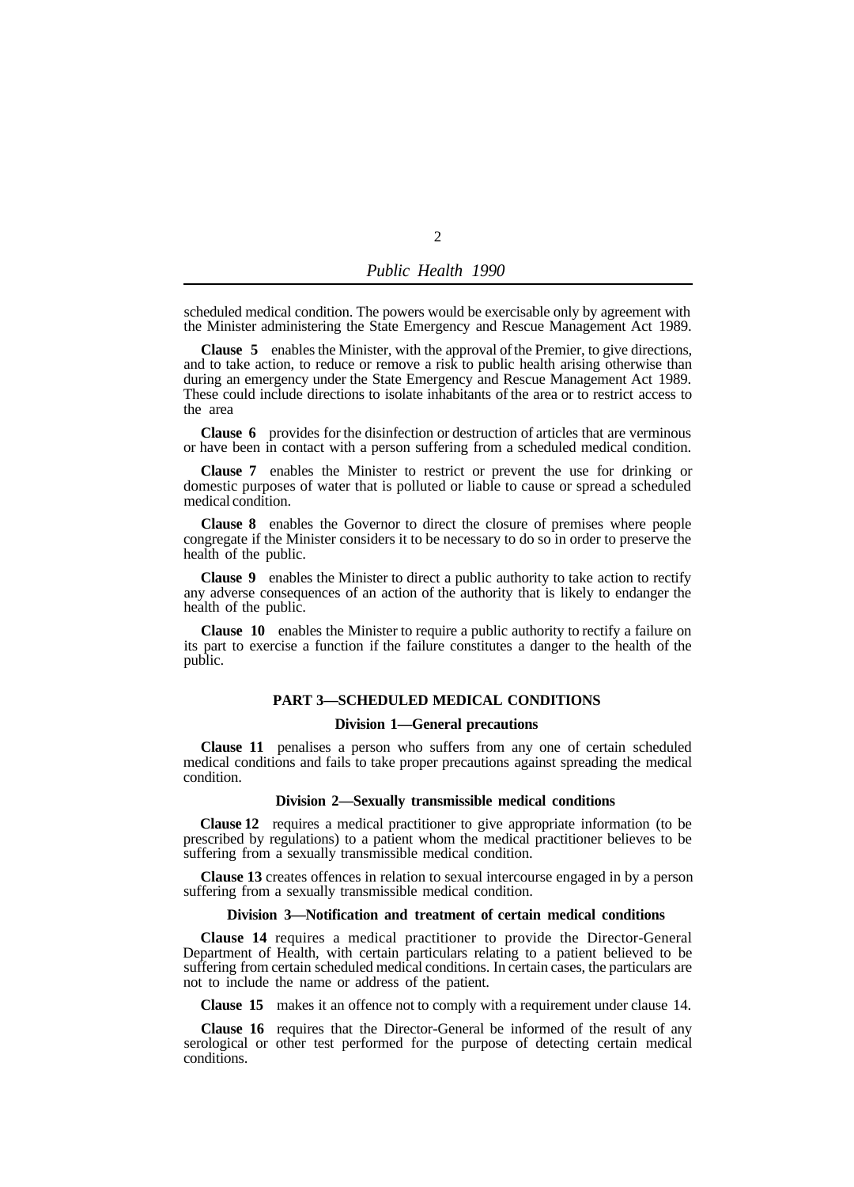scheduled medical condition. The powers would be exercisable only by agreement with the Minister administering the State Emergency and Rescue Management Act 1989.

**Clause 5** enables the Minister, with the approval of the Premier, to give directions, and to take action, to reduce or remove a risk to public health arising otherwise than during an emergency under the State Emergency and Rescue Management Act 1989. These could include directions to isolate inhabitants of the area or to restrict access to the area

**Clause 6** provides for the disinfection or destruction of articles that are verminous or have been in contact with a person suffering from a scheduled medical condition.

**Clause 7** enables the Minister to restrict or prevent the use for drinking or domestic purposes of water that is polluted or liable to cause or spread a scheduled medical condition.

**Clause 8** enables the Governor to direct the closure of premises where people congregate if the Minister considers it to be necessary to do so in order to preserve the health of the public.

**Clause 9** enables the Minister to direct a public authority to take action to rectify any adverse consequences of an action of the authority that is likely to endanger the health of the public.

**Clause 10** enables the Minister to require a public authority to rectify a failure on its part to exercise a function if the failure constitutes a danger to the health of the public.

## PART 3—SCHEDULED MEDICAL CONDITIONS

### Division 1—General precautions

**Clause 11** penalises a person who suffers from any one of certain scheduled medical conditions and fails to take proper precautions against spreading the medical condition.

### Division 2—Sexually transmissible medical conditions

**Clause 12** requires a medical practitioner to give appropriate information (to be prescribed by regulations) to a patient whom the medical practitioner believes to be suffering from a sexually transmissible medical condition.

**Clause 13** creates offences in relation to sexual intercourse engaged in by a person suffering from a sexually transmissible medical condition.

### Division 3—Notification and treatment of certain medical conditions

**Clause 14** requires a medical practitioner to provide the Director-General Department of Health, with certain particulars relating to a patient believed to be suffering from certain scheduled medical conditions. In certain cases, the particulars are not to include the name or address of the patient.

**Clause 15** makes it an offence not to comply with a requirement under clause 14.

**Clause 16** requires that the Director-General be informed of the result of any serological or other test performed for the purpose of detecting certain medical conditions.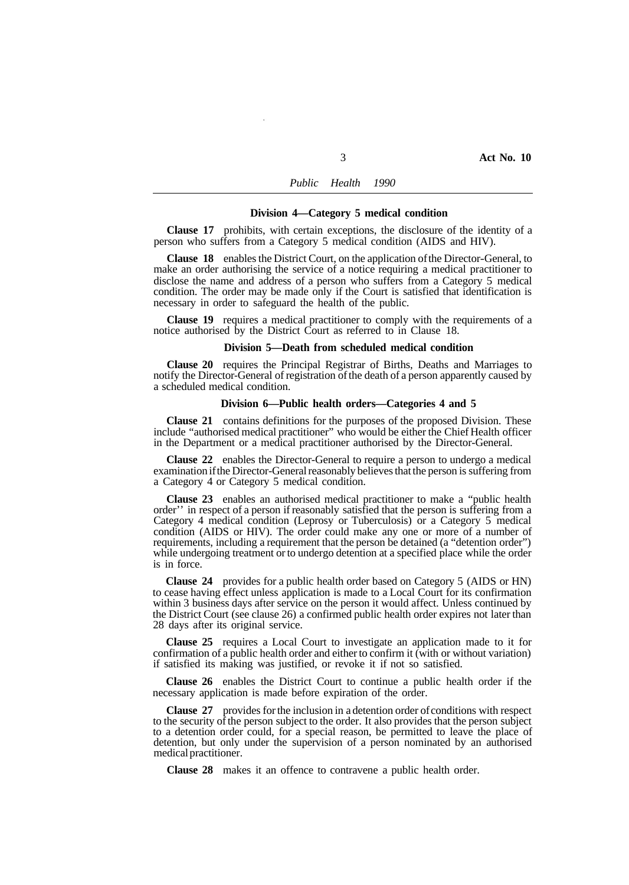### Division 4—Category 5 medical condition

**Clause 17** prohibits, with certain exceptions, the disclosure of the identity of a person who suffers from a Category 5 medical condition (AIDS and HIV).

**Clause 18** enables the District Court, on the application of the Director-General, to make an order authorising the service of a notice requiring a medical practitioner to disclose the name and address of a person who suffers from a Category 5 medical condition. The order may be made only if the Court is satisfied that identification is necessary in order to safeguard the health of the public.

**Clause 19** requires a medical practitioner to comply with the requirements of a notice authorised by the District Court as referred to in Clause 18.

### Division 5—Death from scheduled medical condition

**Clause 20** requires the Principal Registrar of Births, Deaths and Marriages to notify the Director-General of registration of the death of a person apparently caused by a scheduled medical condition.

### Division 6—Public health orders—Categories 4 and 5

**Clause 21** contains definitions for the purposes of the proposed Division. These include "authorised medical practitioner" who would be either the Chief Health officer in the Department or a medical practitioner authorised by the Director-General.

**Clause 22** enables the Director-General to require a person to undergo a medical examination if the Director-General reasonably believes that the person is suffering from a Category 4 or Category 5 medical condition.

**Clause 23** enables an authorised medical practitioner to make a "public health order'' in respect of a person if reasonably satisfied that the person is suffering from a Category 4 medical condition (Leprosy or Tuberculosis) or a Category 5 medical condition (AIDS or HIV). The order could make any one or more of a number of requirements, including a requirement that the person be detained (a "detention order") while undergoing treatment or to undergo detention at a specified place while the order is in force.

**Clause 24** provides for a public health order based on Category 5 (AIDS or HN) to cease having effect unless application is made to a Local Court for its confirmation within 3 business days after service on the person it would affect. Unless continued by the District Court (see clause 26) a confirmed public health order expires not later than 28 days after its original service.

**Clause 25** requires a Local Court to investigate an application made to it for confirmation of a public health order and either to confirm it (with or without variation) if satisfied its making was justified, or revoke it if not so satisfied.

**Clause 26** enables the District Court to continue a public health order if the necessary application is made before expiration of the order.

**Clause 27** provides for the inclusion in a detention order of conditions with respect to the security of the person subject to the order. It also provides that the person subject to a detention order could, for a special reason, be permitted to leave the place of detention, but only under the supervision of a person nominated by an authorised medical practitioner.

**Clause 28** makes it an offence to contravene a public health order.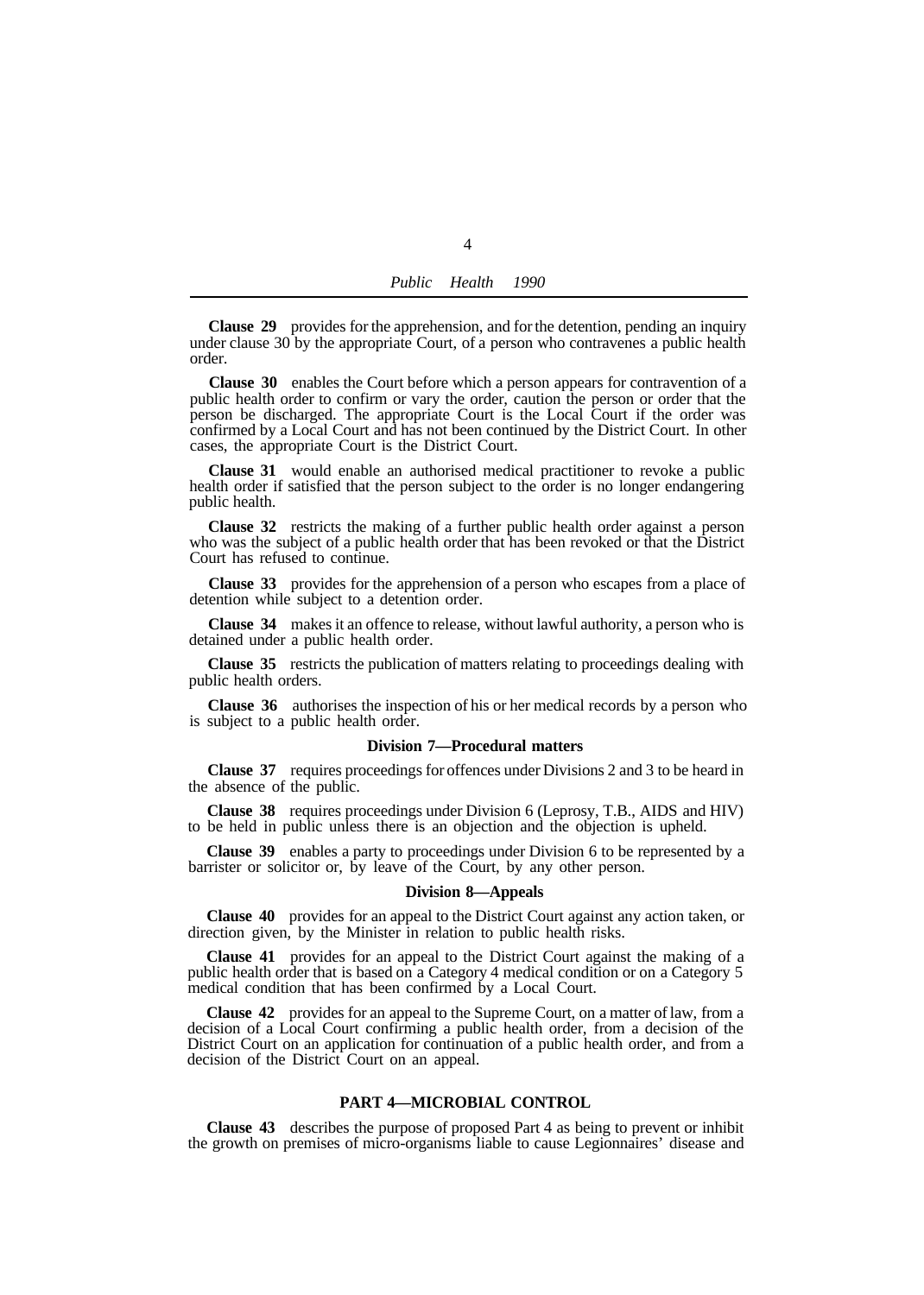**Clause 29** provides for the apprehension, and for the detention, pending an inquiry under clause 30 by the appropriate Court, of a person who contravenes a public health order.

**Clause 30** enables the Court before which a person appears for contravention of a public health order to confirm or vary the order, caution the person or order that the person be discharged. The appropriate Court is the Local Court if the order was confirmed by a Local Court and has not been continued by the District Court. In other cases, the appropriate Court is the District Court.

**Clause 31** would enable an authorised medical practitioner to revoke a public health order if satisfied that the person subject to the order is no longer endangering public health.

**Clause 32** restricts the making of a further public health order against a person who was the subject of a public health order that has been revoked or that the District Court has refused to continue.

**Clause 33** provides for the apprehension of a person who escapes from a place of detention while subject to a detention order.

**Clause 34** makes it an offence to release, without lawful authority, a person who is detained under a public health order.

**Clause 35** restricts the publication of matters relating to proceedings dealing with public health orders.

**Clause 36** authorises the inspection of his or her medical records by a person who is subject to a public health order.

### Division 7—Procedural matters

**Clause 37** requires proceedings for offences under Divisions 2 and 3 to be heard in the absence of the public.

**Clause 38** requires proceedings under Division 6 (Leprosy, T.B., AIDS and HIV) to be held in public unless there is an objection and the objection is upheld.

**Clause 39** enables a party to proceedings under Division 6 to be represented by a barrister or solicitor or, by leave of the Court, by any other person.

### Division 8—Appeals

**Clause 40** provides for an appeal to the District Court against any action taken, or direction given, by the Minister in relation to public health risks.

**Clause 41** provides for an appeal to the District Court against the making of a public health order that is based on a Category 4 medical condition or on a Category 5 medical condition that has been confirmed by a Local Court.

**Clause 42** provides for an appeal to the Supreme Court, on a matter of law, from a decision of a Local Court confirming a public health order, from a decision of the District Court on an application for continuation of a public health order, and from a decision of the District Court on an appeal.

## PART 4—MICROBIAL CONTROL

**Clause 43** describes the purpose of proposed Part 4 as being to prevent or inhibit the growth on premises of micro-organisms liable to cause Legionnaires' disease and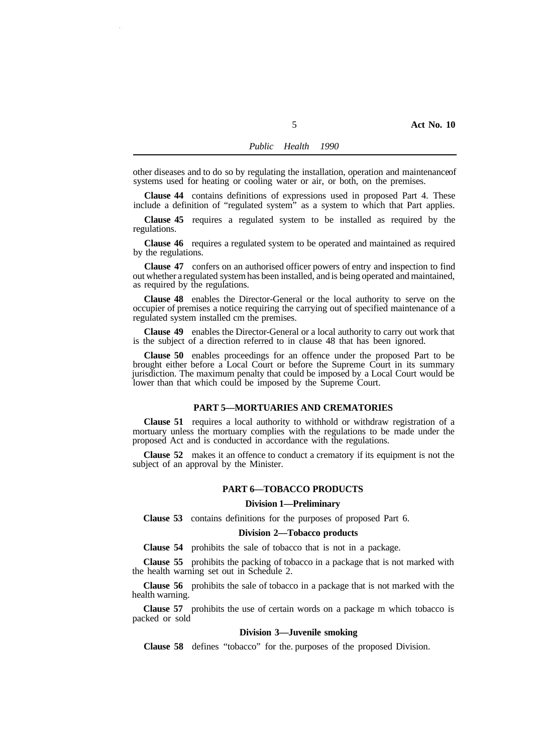other diseases and to do so by regulating the installation, operation and maintenanceof systems used for heating or cooling water or air, or both, on the premises.

**Clause 44** contains definitions of expressions used in proposed Part 4. These include a definition of "regulated system" as a system to which that Part applies.

**Clause 45** requires a regulated system to be installed as required by the regulations.

**Clause 46** requires a regulated system to be operated and maintained as required by the regulations.

**Clause 47** confers on an authorised officer powers of entry and inspection to find out whether a regulated system has been installed, and is being operated and maintained, as required by the regulations.

**Clause 48** enables the Director-General or the local authority to serve on the occupier of premises a notice requiring the carrying out of specified maintenance of a regulated system installed cm the premises.

**Clause 49** enables the Director-General or a local authority to carry out work that is the subject of a direction referred to in clause 48 that has been ignored.

**Clause 50** enables proceedings for an offence under the proposed Part to be brought either before a Local Court or before the Supreme Court in its summary jurisdiction. The maximum penalty that could be imposed by a Local Court would be lower than that which could be imposed by the Supreme Court.

## PART 5—MORTUARIES AND CREMATORIES

**Clause 51** requires a local authority to withhold or withdraw registration of a mortuary unless the mortuary complies with the regulations to be made under the proposed Act and is conducted in accordance with the regulations.

**Clause 52** makes it an offence to conduct a crematory if its equipment is not the subject of an approval by the Minister.

## PART 6—TOBACCO PRODUCTS

### Division 1—Preliminary

**Clause 53** contains definitions for the purposes of proposed Part 6.

### Division 2—Tobacco products

**Clause 54** prohibits the sale of tobacco that is not in a package.

**Clause 55** prohibits the packing of tobacco in a package that is not marked with the health warning set out in Schedule 2.

**Clause 56** prohibits the sale of tobacco in a package that is not marked with the health warning.

**Clause 57** prohibits the use of certain words on a package m which tobacco is packed or sold

### Division 3—Juvenile smoking

**Clause 58** defines "tobacco" for the. purposes of the proposed Division.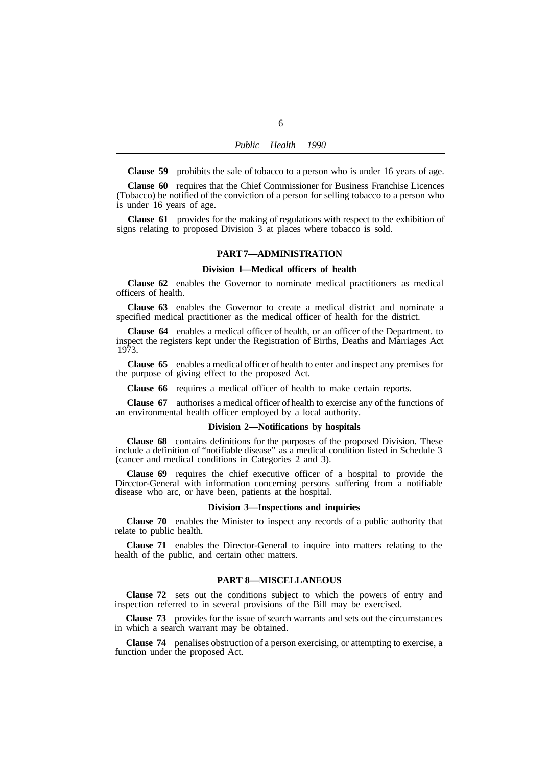**Clause 59** prohibits the sale of tobacco to a person who is under 16 years of age.

**Clause 60** requires that the Chief Commissioner for Business Franchise Licences (Tobacco) be notified of the conviction of a person for selling tobacco to a person who is under 16 years of age.

**Clause 61** provides for the making of regulations with respect to the exhibition of signs relating to proposed Division 3 at places where tobacco is sold.

## PART 7—ADMINISTRATION

### Division l—Medical officers of health

**Clause 62** enables the Governor to nominate medical practitioners as medical officers of health.

**Clause 63** enables the Governor to create a medical district and nominate a specified medical practitioner as the medical officer of health for the district.

**Clause 64** enables a medical officer of health, or an officer of the Department. to inspect the registers kept under the Registration of Births, Deaths and Marriages Act 1973.

**Clause 65** enables a medical officer of health to enter and inspect any premises for the purpose of giving effect to the proposed Act.

**Clause 66** requires a medical officer of health to make certain reports.

**Clause 67** authorises a medical officer of health to exercise any of the functions of an environmental health officer employed by a local authority.

### Division 2—Notifications by hospitals

**Clause 68** contains definitions for the purposes of the proposed Division. These include a definition of "notifiable disease" as a medical condition listed in Schedule 3 (cancer and medical conditions in Categories 2 and 3).

**Clause 69** requires the chief executive officer of a hospital to provide the Dirctor-General with information concerning persons suffering from a notifiable disease who arc, or have been, patients at the hospital.

### Division 3—Inspections and inquiries

**Clause 70** enables the Minister to inspect any records of a public authority that relate to public health.

**Clause 71** enables the Director-General to inquire into matters relating to the health of the public, and certain other matters.

## PART 8—MISCELLANEOUS

**Clause 72** sets out the conditions subject to which the powers of entry and inspection referred to in several provisions of the Bill may be exercised.

**Clause 73** provides for the issue of search warrants and sets out the circumstances in which a search warrant may be obtained.

**Clause 74** penalises obstruction of a person exercising, or attempting to exercise, a function under the proposed Act.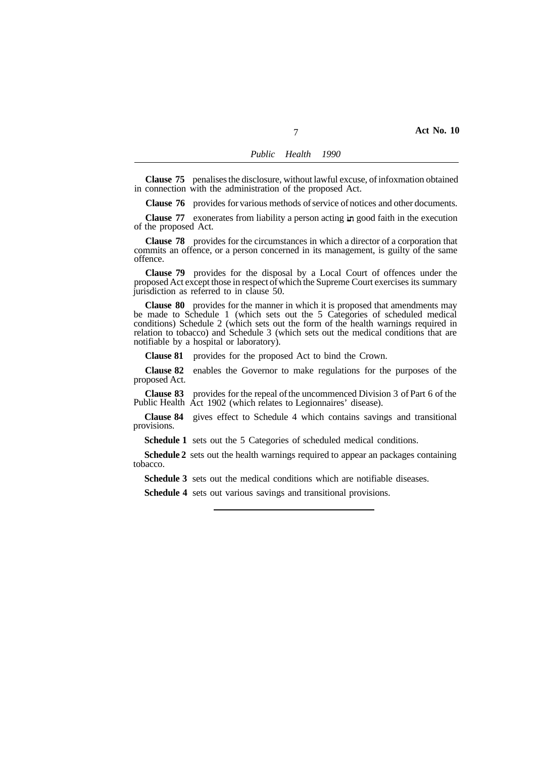**Clause 75** penalises the disclosure, without lawful excuse, of infoxmation obtained in connection with the administration of the proposed Act.

**Clause 76** provides for various methods of service of notices and other documents.

**Clause 77** exonerates from liability a person acting in good faith in the execution of the proposed Act.

**Clause 78** provides for the circumstances in which a director of a corporation that commits an offence, or a person concerned in its management, is guilty of the same offence.

**Clause 79** provides for the disposal by a Local Court of offences under the proposed Act except those in respect of which the Supreme Court exercises its summary jurisdiction as referred to in clause 50.

**Clause 80** provides for the manner in which it is proposed that amendments may be made to Schedule 1 (which sets out the 5 Categories of scheduled medical conditions) Schedule 2 (which sets out the form of the health warnings required in relation to tobacco) and Schedule 3 (which sets out the medical conditions that are notifiable by a hospital or laboratory).

**Clause 81** provides for the proposed Act to bind the Crown.

**Clause 82** enables the Governor to make regulations for the purposes of the proposed Act.

**Clause 83** provides for the repeal of the uncommenced Division 3 of Part 6 of the Public Health Act 1902 (which relates to Legionnaires' disease).

**Clause 84** gives effect to Schedule 4 which contains savings and transitional provisions.

**Schedule 1** sets out the 5 Categories of scheduled medical conditions.

**Schedule 2** sets out the health warnings required to appear an packages containing tobacco.

**Schedule 3** sets out the medical conditions which are notifiable diseases.

**Schedule 4** sets out various savings and transitional provisions.